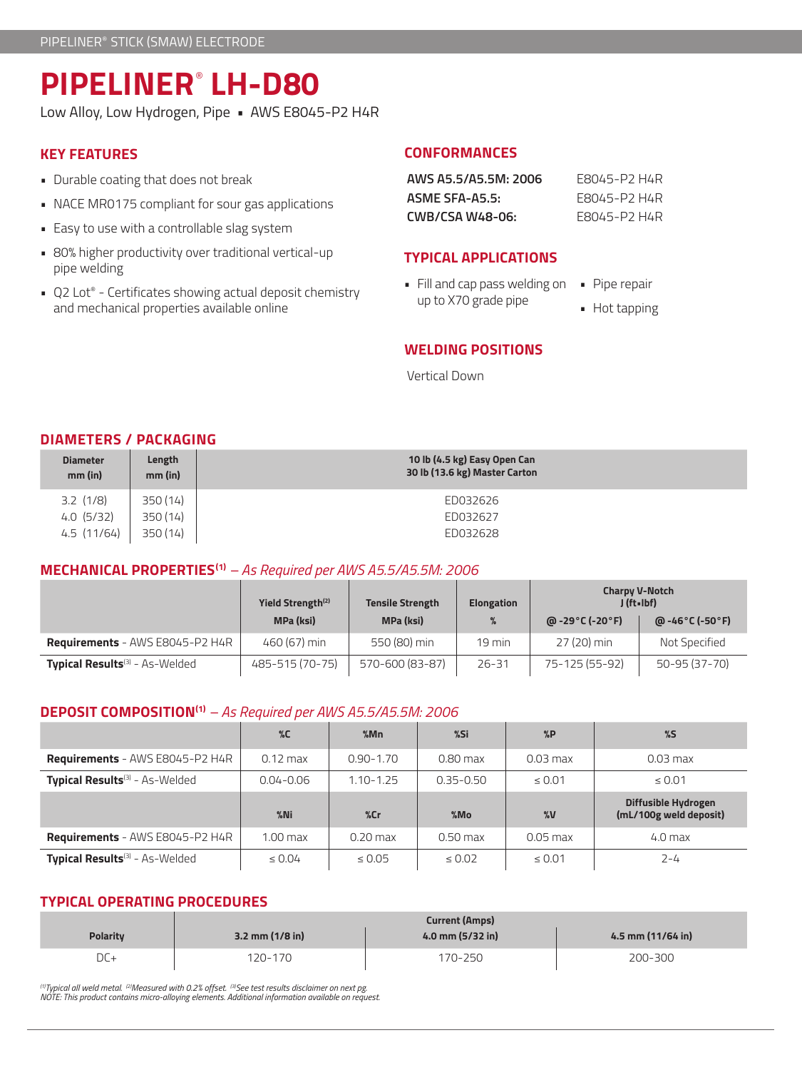PIPELINER® STICK (SMAW) ELECTRODE

# PIPELINER® LH-D80

Low Alloy, Low Hydrogen, Pipe ▪ AWS E8045-P2 H4R

## KEY FEATURES

- Durable coating that does not break
- NACE MR0175 compliant for sour gas applications
- Easy to use with a controllable slag system
- 80% higher productivity over traditional vertical-up pipe welding
- Q2 Lot® - Certificates showing actual deposit chemistry and mechanical properties available online

## CONFORMANCES

| | |
|---|---|
| **AWS A5.5/A5.5M: 2006** | E8045-P2 H4R |
| **ASME SFA-A5.5:** | E8045-P2 H4R |
| **CWB/CSA W48-06:** | E8045-P2 H4R |

## TYPICAL APPLICATIONS

- Fill and cap pass welding on up to X70 grade pipe
- Pipe repair
- Hot tapping

## WELDING POSITIONS

Vertical Down

## DIAMETERS / PACKAGING

| Diameter mm (in) | Length mm (in) | 10 lb (4.5 kg) Easy Open Can 30 lb (13.6 kg) Master Carton |
|---|---|---|
| 3.2 (1/8) | 350 (14) | ED032626 |
| 4.0 (5/32) | 350 (14) | ED032627 |
| 4.5 (11/64) | 350 (14) | ED032628 |

## MECHANICAL PROPERTIES(1) – *As Required per AWS A5.5/A5.5M: 2006*

| | Yield Strength(2) MPa (ksi) | Tensile Strength MPa (ksi) | Elongation % | Charpy V-Notch J (ft•lbf) @ -29°C (-20°F) | Charpy V-Notch J (ft•lbf) @ -46°C (-50°F) |
|---|---|---|---|---|---|
| **Requirements** - AWS E8045-P2 H4R | 460 (67) min | 550 (80) min | 19 min | 27 (20) min | Not Specified |
| **Typical Results**(3) - As-Welded | 485-515 (70-75) | 570-600 (83-87) | 26-31 | 75-125 (55-92) | 50-95 (37-70) |

## DEPOSIT COMPOSITION(1) – *As Required per AWS A5.5/A5.5M: 2006*

| | %C | %Mn | %Si | %P | %S |
|---|---|---|---|---|---|
| **Requirements** - AWS E8045-P2 H4R | 0.12 max | 0.90-1.70 | 0.80 max | 0.03 max | 0.03 max |
| **Typical Results**(3) - As-Welded | 0.04-0.06 | 1.10-1.25 | 0.35-0.50 | ≤ 0.01 | ≤ 0.01 |
| | **%Ni** | **%Cr** | **%Mo** | **%V** | **Diffusible Hydrogen (mL/100g weld deposit)** |
| **Requirements** - AWS E8045-P2 H4R | 1.00 max | 0.20 max | 0.50 max | 0.05 max | 4.0 max |
| **Typical Results**(3) - As-Welded | ≤ 0.04 | ≤ 0.05 | ≤ 0.02 | ≤ 0.01 | 2-4 |

## TYPICAL OPERATING PROCEDURES

| Polarity | Current (Amps) 3.2 mm (1/8 in) | Current (Amps) 4.0 mm (5/32 in) | Current (Amps) 4.5 mm (11/64 in) |
|---|---|---|---|
| DC+ | 120-170 | 170-250 | 200-300 |

*(1)Typical all weld metal. (2)Measured with 0.2% offset. (3)See test results disclaimer on next pg.*
*NOTE: This product contains micro-alloying elements. Additional information available on request.*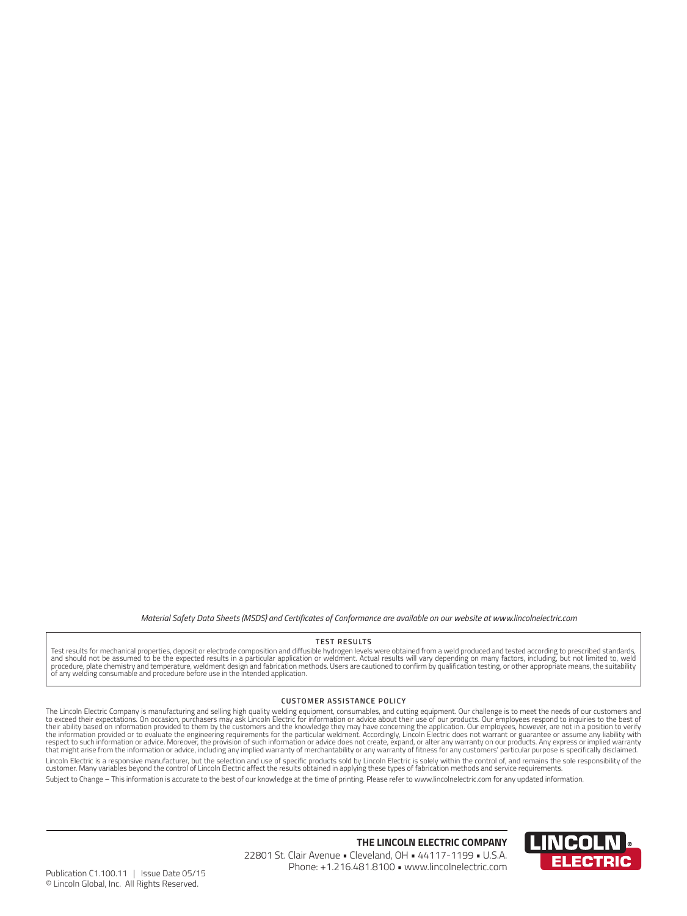*Material Safety Data Sheets (MSDS) and Certificates of Conformance are available on our website at www.lincolnelectric.com*

**TEST RESULTS**

Test results for mechanical properties, deposit or electrode composition and diffusible hydrogen levels were obtained from a weld produced and tested according to prescribed standards, and should not be assumed to be the expected results in a particular application or weldment. Actual results will vary depending on many factors, including, but not limited to, weld procedure, plate chemistry and temperature, weldment design and fabrication methods. Users are cautioned to confirm by qualification testing, or other appropriate means, the suitability of any welding consumable and procedure before use in the intended application.

**CUSTOMER ASSISTANCE POLICY**

The Lincoln Electric Company is manufacturing and selling high quality welding equipment, consumables, and cutting equipment. Our challenge is to meet the needs of our customers and to exceed their expectations. On occasion, purchasers may ask Lincoln Electric for information or advice about their use of our products. Our employees respond to inquiries to the best of their ability based on information provided to them by the customers and the knowledge they may have concerning the application. Our employees, however, are not in a position to verify the information provided or to evaluate the engineering requirements for the particular weldment. Accordingly, Lincoln Electric does not warrant or guarantee or assume any liability with respect to such information or advice. Moreover, the provision of such information or advice does not create, expand, or alter any warranty on our products. Any express or implied warranty that might arise from the information or advice, including any implied warranty of merchantability or any warranty of fitness for any customers' particular purpose is specifically disclaimed.

Lincoln Electric is a responsive manufacturer, but the selection and use of specific products sold by Lincoln Electric is solely within the control of, and remains the sole responsibility of the customer. Many variables beyond the control of Lincoln Electric affect the results obtained in applying these types of fabrication methods and service requirements.

Subject to Change – This information is accurate to the best of our knowledge at the time of printing. Please refer to www.lincolnelectric.com for any updated information.

**THE LINCOLN ELECTRIC COMPANY**
22801 St. Clair Avenue • Cleveland, OH • 44117-1199 • U.S.A.
Phone: +1.216.481.8100 • www.lincolnelectric.com

LINCOLN ELECTRIC

Publication C1.100.11 | Issue Date 05/15
© Lincoln Global, Inc. All Rights Reserved.